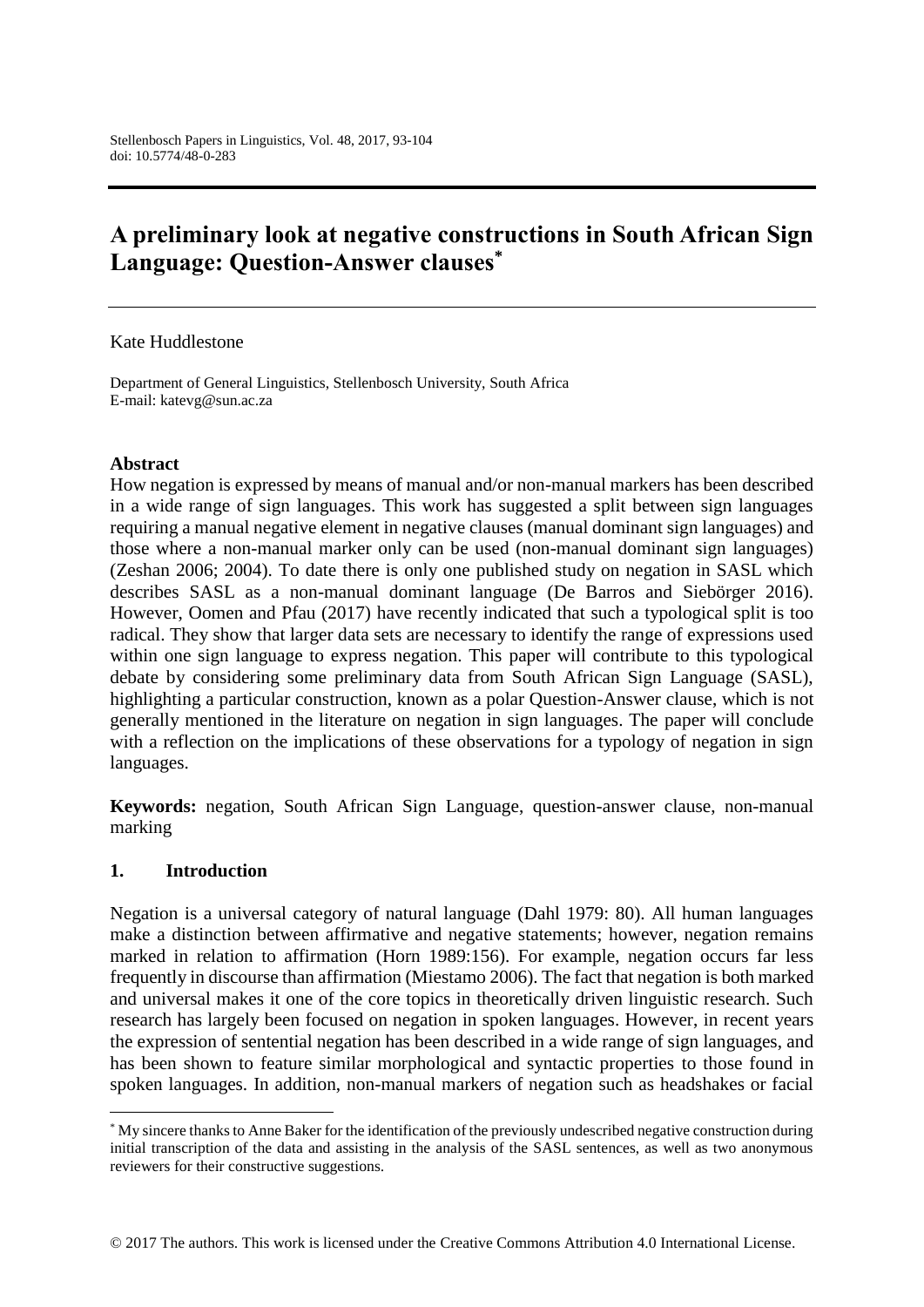# A preliminary look at negative constructions in South African Sign Language: Question-Answer clauses*

Kate Huddlestone

Department of General Linguistics, Stellenbosch University, South Africa
E-mail: katevg@sun.ac.za

## Abstract

How negation is expressed by means of manual and/or non-manual markers has been described in a wide range of sign languages. This work has suggested a split between sign languages requiring a manual negative element in negative clauses (manual dominant sign languages) and those where a non-manual marker only can be used (non-manual dominant sign languages) (Zeshan 2006; 2004). To date there is only one published study on negation in SASL which describes SASL as a non-manual dominant language (De Barros and Siebörger 2016). However, Oomen and Pfau (2017) have recently indicated that such a typological split is too radical. They show that larger data sets are necessary to identify the range of expressions used within one sign language to express negation. This paper will contribute to this typological debate by considering some preliminary data from South African Sign Language (SASL), highlighting a particular construction, known as a polar Question-Answer clause, which is not generally mentioned in the literature on negation in sign languages. The paper will conclude with a reflection on the implications of these observations for a typology of negation in sign languages.

**Keywords:** negation, South African Sign Language, question-answer clause, non-manual marking

## 1. Introduction

Negation is a universal category of natural language (Dahl 1979: 80). All human languages make a distinction between affirmative and negative statements; however, negation remains marked in relation to affirmation (Horn 1989:156). For example, negation occurs far less frequently in discourse than affirmation (Miestamo 2006). The fact that negation is both marked and universal makes it one of the core topics in theoretically driven linguistic research. Such research has largely been focused on negation in spoken languages. However, in recent years the expression of sentential negation has been described in a wide range of sign languages, and has been shown to feature similar morphological and syntactic properties to those found in spoken languages. In addition, non-manual markers of negation such as headshakes or facial

---

* My sincere thanks to Anne Baker for the identification of the previously undescribed negative construction during initial transcription of the data and assisting in the analysis of the SASL sentences, as well as two anonymous reviewers for their constructive suggestions.

© 2017 The authors. This work is licensed under the Creative Commons Attribution 4.0 International License.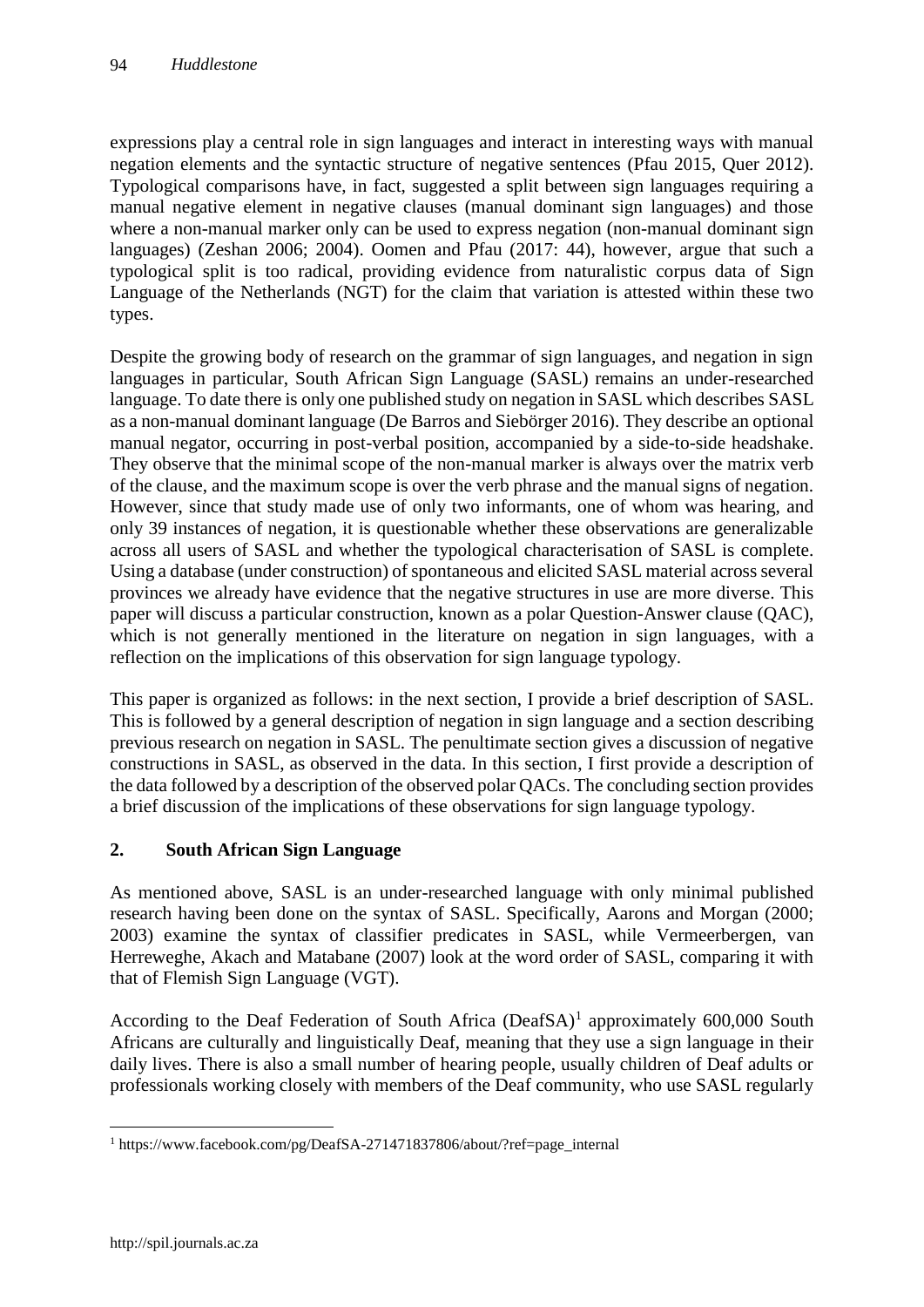expressions play a central role in sign languages and interact in interesting ways with manual negation elements and the syntactic structure of negative sentences (Pfau 2015, Quer 2012). Typological comparisons have, in fact, suggested a split between sign languages requiring a manual negative element in negative clauses (manual dominant sign languages) and those where a non-manual marker only can be used to express negation (non-manual dominant sign languages) (Zeshan 2006; 2004). Oomen and Pfau (2017: 44), however, argue that such a typological split is too radical, providing evidence from naturalistic corpus data of Sign Language of the Netherlands (NGT) for the claim that variation is attested within these two types.

Despite the growing body of research on the grammar of sign languages, and negation in sign languages in particular, South African Sign Language (SASL) remains an under-researched language. To date there is only one published study on negation in SASL which describes SASL as a non-manual dominant language (De Barros and Siebörger 2016). They describe an optional manual negator, occurring in post-verbal position, accompanied by a side-to-side headshake. They observe that the minimal scope of the non-manual marker is always over the matrix verb of the clause, and the maximum scope is over the verb phrase and the manual signs of negation. However, since that study made use of only two informants, one of whom was hearing, and only 39 instances of negation, it is questionable whether these observations are generalizable across all users of SASL and whether the typological characterisation of SASL is complete. Using a database (under construction) of spontaneous and elicited SASL material across several provinces we already have evidence that the negative structures in use are more diverse. This paper will discuss a particular construction, known as a polar Question-Answer clause (QAC), which is not generally mentioned in the literature on negation in sign languages, with a reflection on the implications of this observation for sign language typology.

This paper is organized as follows: in the next section, I provide a brief description of SASL. This is followed by a general description of negation in sign language and a section describing previous research on negation in SASL. The penultimate section gives a discussion of negative constructions in SASL, as observed in the data. In this section, I first provide a description of the data followed by a description of the observed polar QACs. The concluding section provides a brief discussion of the implications of these observations for sign language typology.

## 2. South African Sign Language

As mentioned above, SASL is an under-researched language with only minimal published research having been done on the syntax of SASL. Specifically, Aarons and Morgan (2000; 2003) examine the syntax of classifier predicates in SASL, while Vermeerbergen, van Herreweghe, Akach and Matabane (2007) look at the word order of SASL, comparing it with that of Flemish Sign Language (VGT).

According to the Deaf Federation of South Africa (DeafSA)[1] approximately 600,000 South Africans are culturally and linguistically Deaf, meaning that they use a sign language in their daily lives. There is also a small number of hearing people, usually children of Deaf adults or professionals working closely with members of the Deaf community, who use SASL regularly

[1] https://www.facebook.com/pg/DeafSA-271471837806/about/?ref=page_internal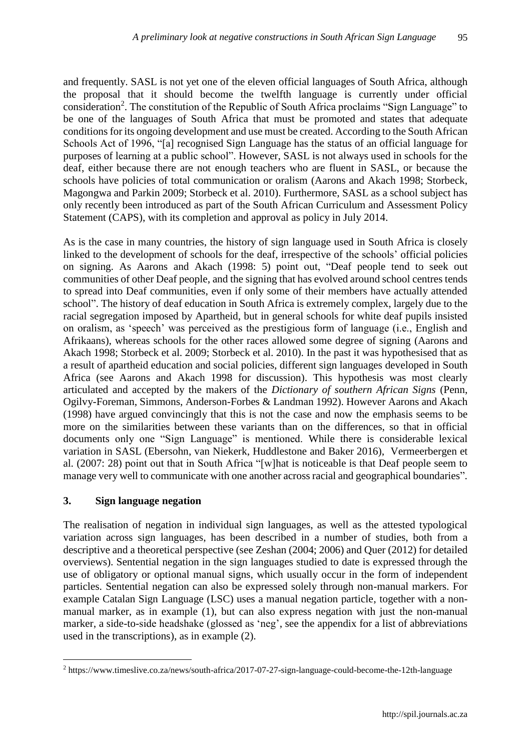and frequently. SASL is not yet one of the eleven official languages of South Africa, although the proposal that it should become the twelfth language is currently under official consideration[2]. The constitution of the Republic of South Africa proclaims "Sign Language" to be one of the languages of South Africa that must be promoted and states that adequate conditions for its ongoing development and use must be created. According to the South African Schools Act of 1996, "[a] recognised Sign Language has the status of an official language for purposes of learning at a public school". However, SASL is not always used in schools for the deaf, either because there are not enough teachers who are fluent in SASL, or because the schools have policies of total communication or oralism (Aarons and Akach 1998; Storbeck, Magongwa and Parkin 2009; Storbeck et al. 2010). Furthermore, SASL as a school subject has only recently been introduced as part of the South African Curriculum and Assessment Policy Statement (CAPS), with its completion and approval as policy in July 2014.

As is the case in many countries, the history of sign language used in South Africa is closely linked to the development of schools for the deaf, irrespective of the schools' official policies on signing. As Aarons and Akach (1998: 5) point out, "Deaf people tend to seek out communities of other Deaf people, and the signing that has evolved around school centres tends to spread into Deaf communities, even if only some of their members have actually attended school". The history of deaf education in South Africa is extremely complex, largely due to the racial segregation imposed by Apartheid, but in general schools for white deaf pupils insisted on oralism, as 'speech' was perceived as the prestigious form of language (i.e., English and Afrikaans), whereas schools for the other races allowed some degree of signing (Aarons and Akach 1998; Storbeck et al. 2009; Storbeck et al. 2010). In the past it was hypothesised that as a result of apartheid education and social policies, different sign languages developed in South Africa (see Aarons and Akach 1998 for discussion). This hypothesis was most clearly articulated and accepted by the makers of the *Dictionary of southern African Signs* (Penn, Ogilvy-Foreman, Simmons, Anderson-Forbes & Landman 1992). However Aarons and Akach (1998) have argued convincingly that this is not the case and now the emphasis seems to be more on the similarities between these variants than on the differences, so that in official documents only one "Sign Language" is mentioned. While there is considerable lexical variation in SASL (Ebersohn, van Niekerk, Huddlestone and Baker 2016), Vermeerbergen et al. (2007: 28) point out that in South Africa "[w]hat is noticeable is that Deaf people seem to manage very well to communicate with one another across racial and geographical boundaries".

## 3. Sign language negation

The realisation of negation in individual sign languages, as well as the attested typological variation across sign languages, has been described in a number of studies, both from a descriptive and a theoretical perspective (see Zeshan (2004; 2006) and Quer (2012) for detailed overviews). Sentential negation in the sign languages studied to date is expressed through the use of obligatory or optional manual signs, which usually occur in the form of independent particles. Sentential negation can also be expressed solely through non-manual markers. For example Catalan Sign Language (LSC) uses a manual negation particle, together with a non-manual marker, as in example (1), but can also express negation with just the non-manual marker, a side-to-side headshake (glossed as 'neg', see the appendix for a list of abbreviations used in the transcriptions), as in example (2).

[2] https://www.timeslive.co.za/news/south-africa/2017-07-27-sign-language-could-become-the-12th-language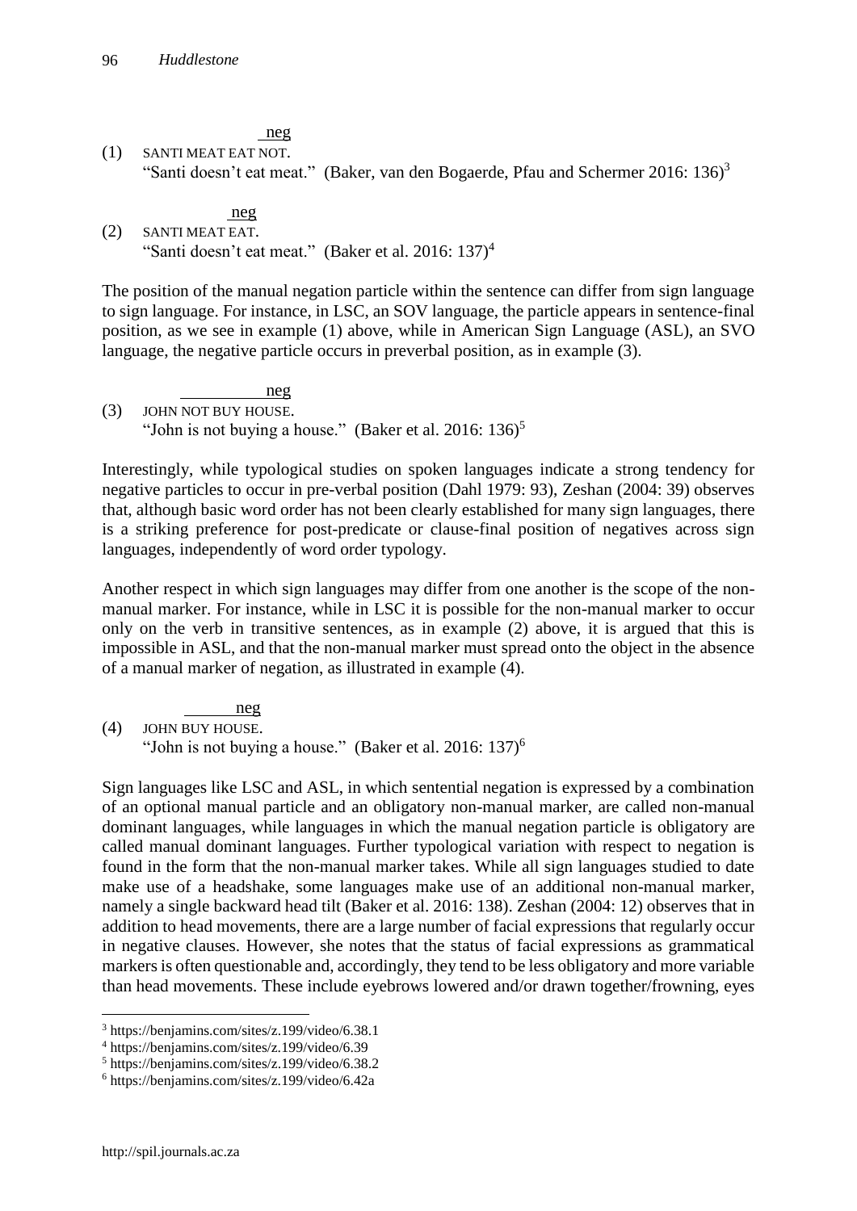```
           neg
(1)  SANTI MEAT EAT NOT.
```
"Santi doesn't eat meat." (Baker, van den Bogaerde, Pfau and Schermer 2016: 136)[3]

```
                neg
(2)  SANTI MEAT EAT.
```
"Santi doesn't eat meat." (Baker et al. 2016: 137)[4]

The position of the manual negation particle within the sentence can differ from sign language to sign language. For instance, in LSC, an SOV language, the particle appears in sentence-final position, as we see in example (1) above, while in American Sign Language (ASL), an SVO language, the negative particle occurs in preverbal position, as in example (3).

```
          __________neg
(3)  JOHN NOT BUY HOUSE.
```
"John is not buying a house." (Baker et al. 2016: 136)[5]

Interestingly, while typological studies on spoken languages indicate a strong tendency for negative particles to occur in pre-verbal position (Dahl 1979: 93), Zeshan (2004: 39) observes that, although basic word order has not been clearly established for many sign languages, there is a striking preference for post-predicate or clause-final position of negatives across sign languages, independently of word order typology.

Another respect in which sign languages may differ from one another is the scope of the non-manual marker. For instance, while in LSC it is possible for the non-manual marker to occur only on the verb in transitive sentences, as in example (2) above, it is argued that this is impossible in ASL, and that the non-manual marker must spread onto the object in the absence of a manual marker of negation, as illustrated in example (4).

```
          ______neg
(4)  JOHN BUY HOUSE.
```
"John is not buying a house." (Baker et al. 2016: 137)[6]

Sign languages like LSC and ASL, in which sentential negation is expressed by a combination of an optional manual particle and an obligatory non-manual marker, are called non-manual dominant languages, while languages in which the manual negation particle is obligatory are called manual dominant languages. Further typological variation with respect to negation is found in the form that the non-manual marker takes. While all sign languages studied to date make use of a headshake, some languages make use of an additional non-manual marker, namely a single backward head tilt (Baker et al. 2016: 138). Zeshan (2004: 12) observes that in addition to head movements, there are a large number of facial expressions that regularly occur in negative clauses. However, she notes that the status of facial expressions as grammatical markers is often questionable and, accordingly, they tend to be less obligatory and more variable than head movements. These include eyebrows lowered and/or drawn together/frowning, eyes

---

[3] https://benjamins.com/sites/z.199/video/6.38.1

[4] https://benjamins.com/sites/z.199/video/6.39

[5] https://benjamins.com/sites/z.199/video/6.38.2

[6] https://benjamins.com/sites/z.199/video/6.42a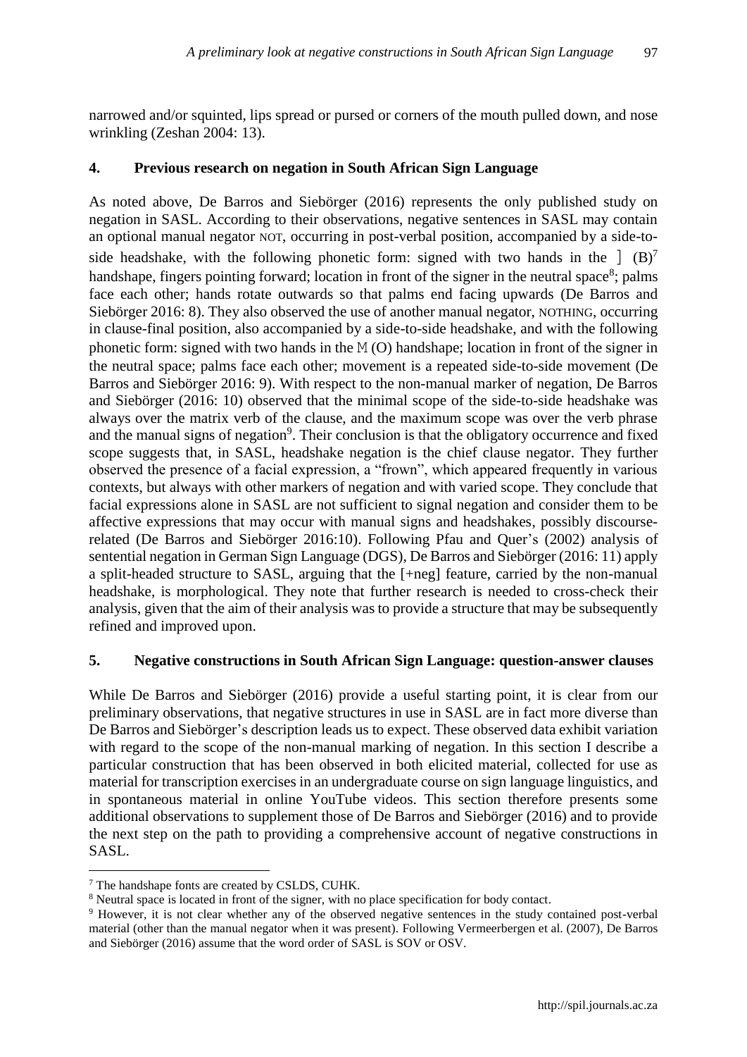narrowed and/or squinted, lips spread or pursed or corners of the mouth pulled down, and nose wrinkling (Zeshan 2004: 13).

## 4. Previous research on negation in South African Sign Language

As noted above, De Barros and Siebörger (2016) represents the only published study on negation in SASL. According to their observations, negative sentences in SASL may contain an optional manual negator NOT, occurring in post-verbal position, accompanied by a side-to-side headshake, with the following phonetic form: signed with two hands in the ] (B)[7] handshape, fingers pointing forward; location in front of the signer in the neutral space[8]; palms face each other; hands rotate outwards so that palms end facing upwards (De Barros and Siebörger 2016: 8). They also observed the use of another manual negator, NOTHING, occurring in clause-final position, also accompanied by a side-to-side headshake, and with the following phonetic form: signed with two hands in the M (O) handshape; location in front of the signer in the neutral space; palms face each other; movement is a repeated side-to-side movement (De Barros and Siebörger 2016: 9). With respect to the non-manual marker of negation, De Barros and Siebörger (2016: 10) observed that the minimal scope of the side-to-side headshake was always over the matrix verb of the clause, and the maximum scope was over the verb phrase and the manual signs of negation[9]. Their conclusion is that the obligatory occurrence and fixed scope suggests that, in SASL, headshake negation is the chief clause negator. They further observed the presence of a facial expression, a "frown", which appeared frequently in various contexts, but always with other markers of negation and with varied scope. They conclude that facial expressions alone in SASL are not sufficient to signal negation and consider them to be affective expressions that may occur with manual signs and headshakes, possibly discourse-related (De Barros and Siebörger 2016:10). Following Pfau and Quer's (2002) analysis of sentential negation in German Sign Language (DGS), De Barros and Siebörger (2016: 11) apply a split-headed structure to SASL, arguing that the [+neg] feature, carried by the non-manual headshake, is morphological. They note that further research is needed to cross-check their analysis, given that the aim of their analysis was to provide a structure that may be subsequently refined and improved upon.

## 5. Negative constructions in South African Sign Language: question-answer clauses

While De Barros and Siebörger (2016) provide a useful starting point, it is clear from our preliminary observations, that negative structures in use in SASL are in fact more diverse than De Barros and Siebörger's description leads us to expect. These observed data exhibit variation with regard to the scope of the non-manual marking of negation. In this section I describe a particular construction that has been observed in both elicited material, collected for use as material for transcription exercises in an undergraduate course on sign language linguistics, and in spontaneous material in online YouTube videos. This section therefore presents some additional observations to supplement those of De Barros and Siebörger (2016) and to provide the next step on the path to providing a comprehensive account of negative constructions in SASL.

---

[7] The handshape fonts are created by CSLDS, CUHK.

[8] Neutral space is located in front of the signer, with no place specification for body contact.

[9] However, it is not clear whether any of the observed negative sentences in the study contained post-verbal material (other than the manual negator when it was present). Following Vermeerbergen et al. (2007), De Barros and Siebörger (2016) assume that the word order of SASL is SOV or OSV.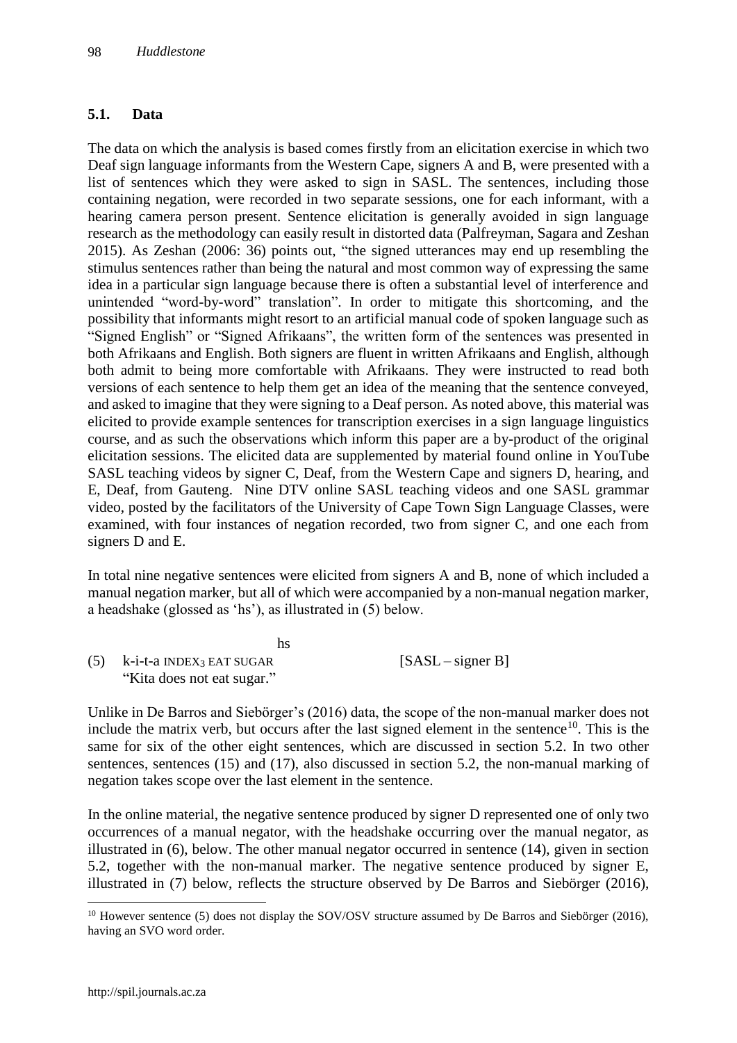### 5.1. Data

The data on which the analysis is based comes firstly from an elicitation exercise in which two Deaf sign language informants from the Western Cape, signers A and B, were presented with a list of sentences which they were asked to sign in SASL. The sentences, including those containing negation, were recorded in two separate sessions, one for each informant, with a hearing camera person present. Sentence elicitation is generally avoided in sign language research as the methodology can easily result in distorted data (Palfreyman, Sagara and Zeshan 2015). As Zeshan (2006: 36) points out, "the signed utterances may end up resembling the stimulus sentences rather than being the natural and most common way of expressing the same idea in a particular sign language because there is often a substantial level of interference and unintended "word-by-word" translation". In order to mitigate this shortcoming, and the possibility that informants might resort to an artificial manual code of spoken language such as "Signed English" or "Signed Afrikaans", the written form of the sentences was presented in both Afrikaans and English. Both signers are fluent in written Afrikaans and English, although both admit to being more comfortable with Afrikaans. They were instructed to read both versions of each sentence to help them get an idea of the meaning that the sentence conveyed, and asked to imagine that they were signing to a Deaf person. As noted above, this material was elicited to provide example sentences for transcription exercises in a sign language linguistics course, and as such the observations which inform this paper are a by-product of the original elicitation sessions. The elicited data are supplemented by material found online in YouTube SASL teaching videos by signer C, Deaf, from the Western Cape and signers D, hearing, and E, Deaf, from Gauteng. Nine DTV online SASL teaching videos and one SASL grammar video, posted by the facilitators of the University of Cape Town Sign Language Classes, were examined, with four instances of negation recorded, two from signer C, and one each from signers D and E.

In total nine negative sentences were elicited from signers A and B, none of which included a manual negation marker, but all of which were accompanied by a non-manual negation marker, a headshake (glossed as 'hs'), as illustrated in (5) below.

```
                              hs
(5)  k-i-t-a INDEX3 EAT SUGAR                [SASL – signer B]
     "Kita does not eat sugar."
```

Unlike in De Barros and Siebörger's (2016) data, the scope of the non-manual marker does not include the matrix verb, but occurs after the last signed element in the sentence[10]. This is the same for six of the other eight sentences, which are discussed in section 5.2. In two other sentences, sentences (15) and (17), also discussed in section 5.2, the non-manual marking of negation takes scope over the last element in the sentence.

In the online material, the negative sentence produced by signer D represented one of only two occurrences of a manual negator, with the headshake occurring over the manual negator, as illustrated in (6), below. The other manual negator occurred in sentence (14), given in section 5.2, together with the non-manual marker. The negative sentence produced by signer E, illustrated in (7) below, reflects the structure observed by De Barros and Siebörger (2016),

[10] However sentence (5) does not display the SOV/OSV structure assumed by De Barros and Siebörger (2016), having an SVO word order.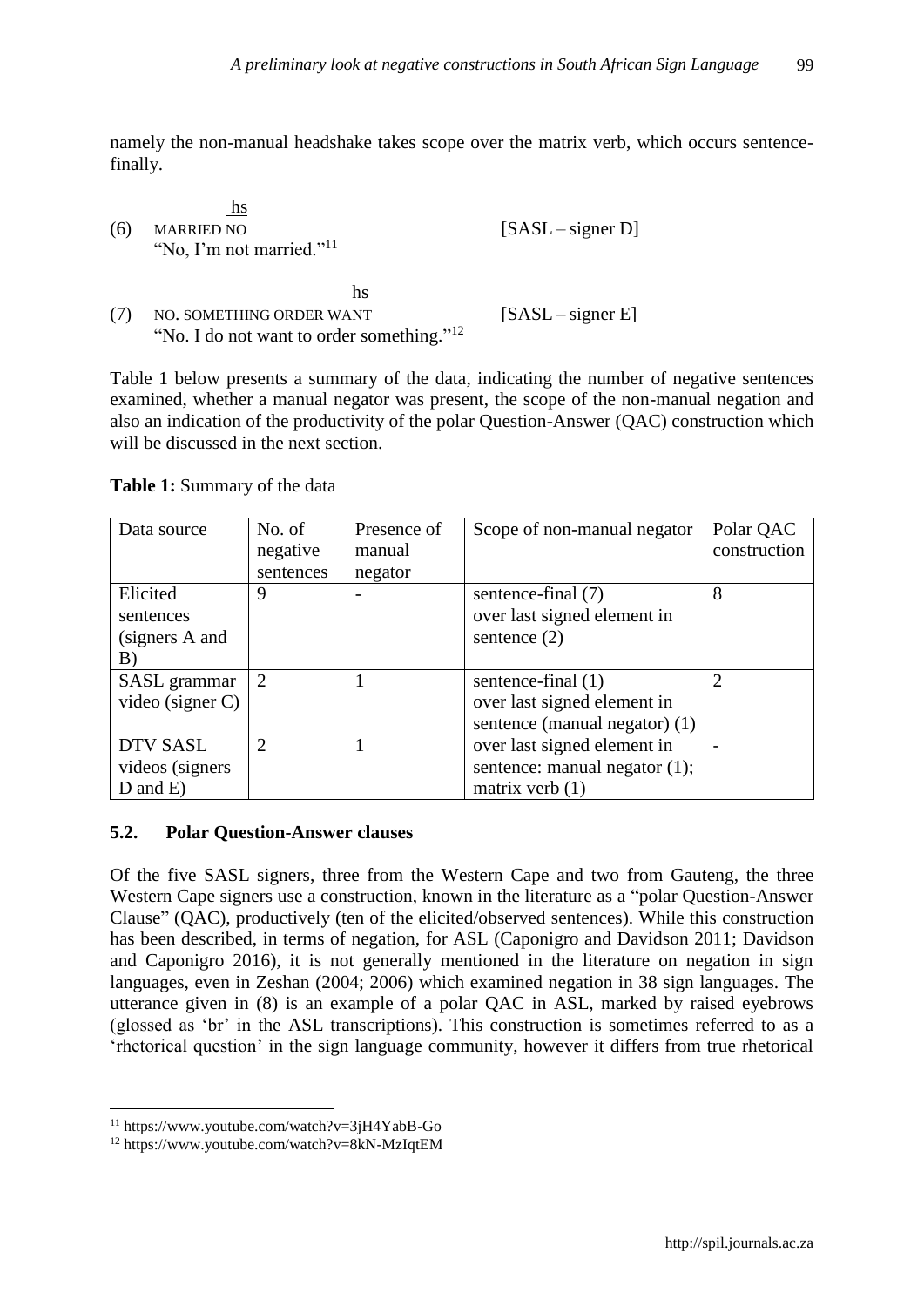namely the non-manual headshake takes scope over the matrix verb, which occurs sentence-finally.

```
              hs
(6)   MARRIED NO                              [SASL – signer D]
      "No, I'm not married."[11]

                          hs
(7)   NO. SOMETHING ORDER WANT                [SASL – signer E]
      "No. I do not want to order something."[12]
```

Table 1 below presents a summary of the data, indicating the number of negative sentences examined, whether a manual negator was present, the scope of the non-manual negation and also an indication of the productivity of the polar Question-Answer (QAC) construction which will be discussed in the next section.

**Table 1:** Summary of the data

| Data source | No. of negative sentences | Presence of manual negator | Scope of non-manual negator | Polar QAC construction |
|---|---|---|---|---|
| Elicited sentences (signers A and B) | 9 | - | sentence-final (7)<br>over last signed element in sentence (2) | 8 |
| SASL grammar video (signer C) | 2 | 1 | sentence-final (1)<br>over last signed element in sentence (manual negator) (1) | 2 |
| DTV SASL videos (signers D and E) | 2 | 1 | over last signed element in sentence: manual negator (1); matrix verb (1) | - |

### 5.2. Polar Question-Answer clauses

Of the five SASL signers, three from the Western Cape and two from Gauteng, the three Western Cape signers use a construction, known in the literature as a "polar Question-Answer Clause" (QAC), productively (ten of the elicited/observed sentences). While this construction has been described, in terms of negation, for ASL (Caponigro and Davidson 2011; Davidson and Caponigro 2016), it is not generally mentioned in the literature on negation in sign languages, even in Zeshan (2004; 2006) which examined negation in 38 sign languages. The utterance given in (8) is an example of a polar QAC in ASL, marked by raised eyebrows (glossed as 'br' in the ASL transcriptions). This construction is sometimes referred to as a 'rhetorical question' in the sign language community, however it differs from true rhetorical

[11] https://www.youtube.com/watch?v=3jH4YabB-Go

[12] https://www.youtube.com/watch?v=8kN-MzIqtEM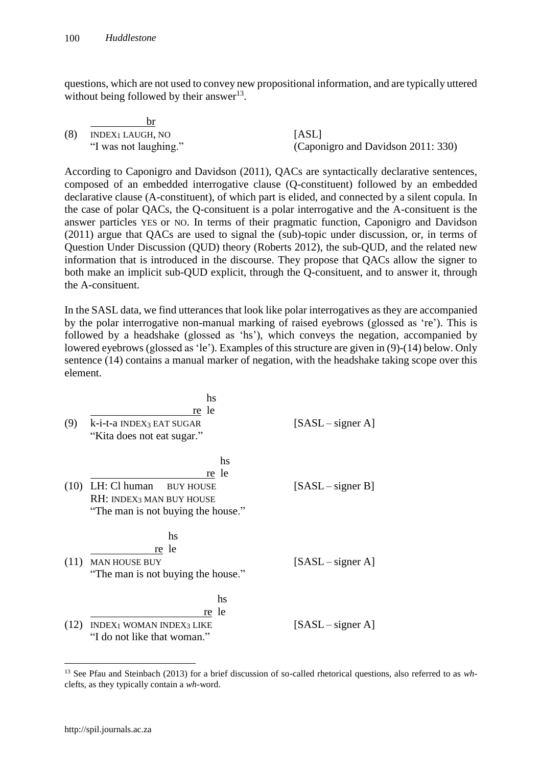questions, which are not used to convey new propositional information, and are typically uttered without being followed by their answer[13].

```
         br
(8)  INDEX1 LAUGH, NO                    [ASL]
     "I was not laughing."               (Caponigro and Davidson 2011: 330)
```

According to Caponigro and Davidson (2011), QACs are syntactically declarative sentences, composed of an embedded interrogative clause (Q-constituent) followed by an embedded declarative clause (A-constituent), of which part is elided, and connected by a silent copula. In the case of polar QACs, the Q-consituent is a polar interrogative and the A-consituent is the answer particles YES or NO. In terms of their pragmatic function, Caponigro and Davidson (2011) argue that QACs are used to signal the (sub)-topic under discussion, or, in terms of Question Under Discussion (QUD) theory (Roberts 2012), the sub-QUD, and the related new information that is introduced in the discourse. They propose that QACs allow the signer to both make an implicit sub-QUD explicit, through the Q-consituent, and to answer it, through the A-consituent.

In the SASL data, we find utterances that look like polar interrogatives as they are accompanied by the polar interrogative non-manual marking of raised eyebrows (glossed as 're'). This is followed by a headshake (glossed as 'hs'), which conveys the negation, accompanied by lowered eyebrows (glossed as 'le'). Examples of this structure are given in (9)-(14) below. Only sentence (14) contains a manual marker of negation, with the headshake taking scope over this element.

```
                          hs
                        re le
(9)   k-i-t-a INDEX3 EAT SUGAR               [SASL – signer A]
      "Kita does not eat sugar."

                            hs
                          re le
(10)  LH: Cl human   BUY HOUSE               [SASL – signer B]
      RH: INDEX3 MAN BUY HOUSE
      "The man is not buying the house."

                     hs
                   re le
(11)  MAN HOUSE BUY                          [SASL – signer A]
      "The man is not buying the house."

                            hs
                          re le
(12)  INDEX1 WOMAN INDEX3 LIKE               [SASL – signer A]
      "I do not like that woman."
```

[13] See Pfau and Steinbach (2013) for a brief discussion of so-called rhetorical questions, also referred to as *wh*-clefts, as they typically contain a *wh*-word.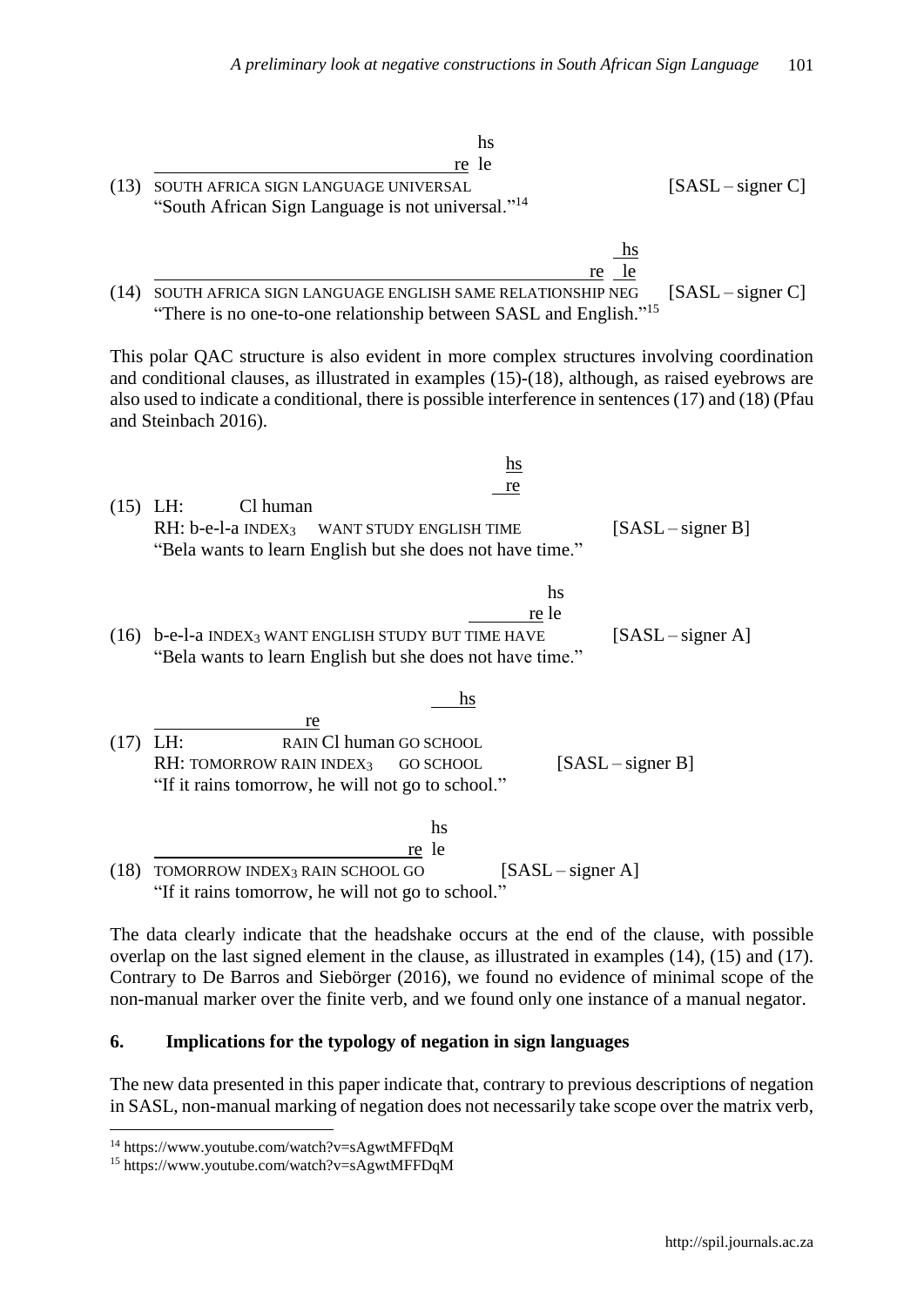```
                                        hs
                                     re  le
(13) SOUTH AFRICA SIGN LANGUAGE UNIVERSAL                    [SASL – signer C]
     "South African Sign Language is not universal."[14]

                                                              hs
                                                          re  le
(14) SOUTH AFRICA SIGN LANGUAGE ENGLISH SAME RELATIONSHIP NEG [SASL – signer C]
     "There is no one-to-one relationship between SASL and English."[15]
```

This polar QAC structure is also evident in more complex structures involving coordination and conditional clauses, as illustrated in examples (15)-(18), although, as raised eyebrows are also used to indicate a conditional, there is possible interference in sentences (17) and (18) (Pfau and Steinbach 2016).

```
                                              hs
                                              re
(15) LH:       Cl human
     RH: b-e-l-a INDEX3   WANT STUDY ENGLISH TIME      [SASL – signer B]
     "Bela wants to learn English but she does not have time."

                                                    hs
                                                 re le
(16) b-e-l-a INDEX3 WANT ENGLISH STUDY BUT TIME HAVE    [SASL – signer A]
     "Bela wants to learn English but she does not have time."

                                      hs
                      re
(17) LH:            RAIN Cl human GO SCHOOL
     RH: TOMORROW RAIN INDEX3    GO SCHOOL          [SASL – signer B]
     "If it rains tomorrow, he will not go to school."

                                   hs
                                re  le
(18) TOMORROW INDEX3 RAIN SCHOOL GO          [SASL – signer A]
     "If it rains tomorrow, he will not go to school."
```

The data clearly indicate that the headshake occurs at the end of the clause, with possible overlap on the last signed element in the clause, as illustrated in examples (14), (15) and (17). Contrary to De Barros and Siebörger (2016), we found no evidence of minimal scope of the non-manual marker over the finite verb, and we found only one instance of a manual negator.

## 6. Implications for the typology of negation in sign languages

The new data presented in this paper indicate that, contrary to previous descriptions of negation in SASL, non-manual marking of negation does not necessarily take scope over the matrix verb,

---

[14] https://www.youtube.com/watch?v=sAgwtMFFDqM

[15] https://www.youtube.com/watch?v=sAgwtMFFDqM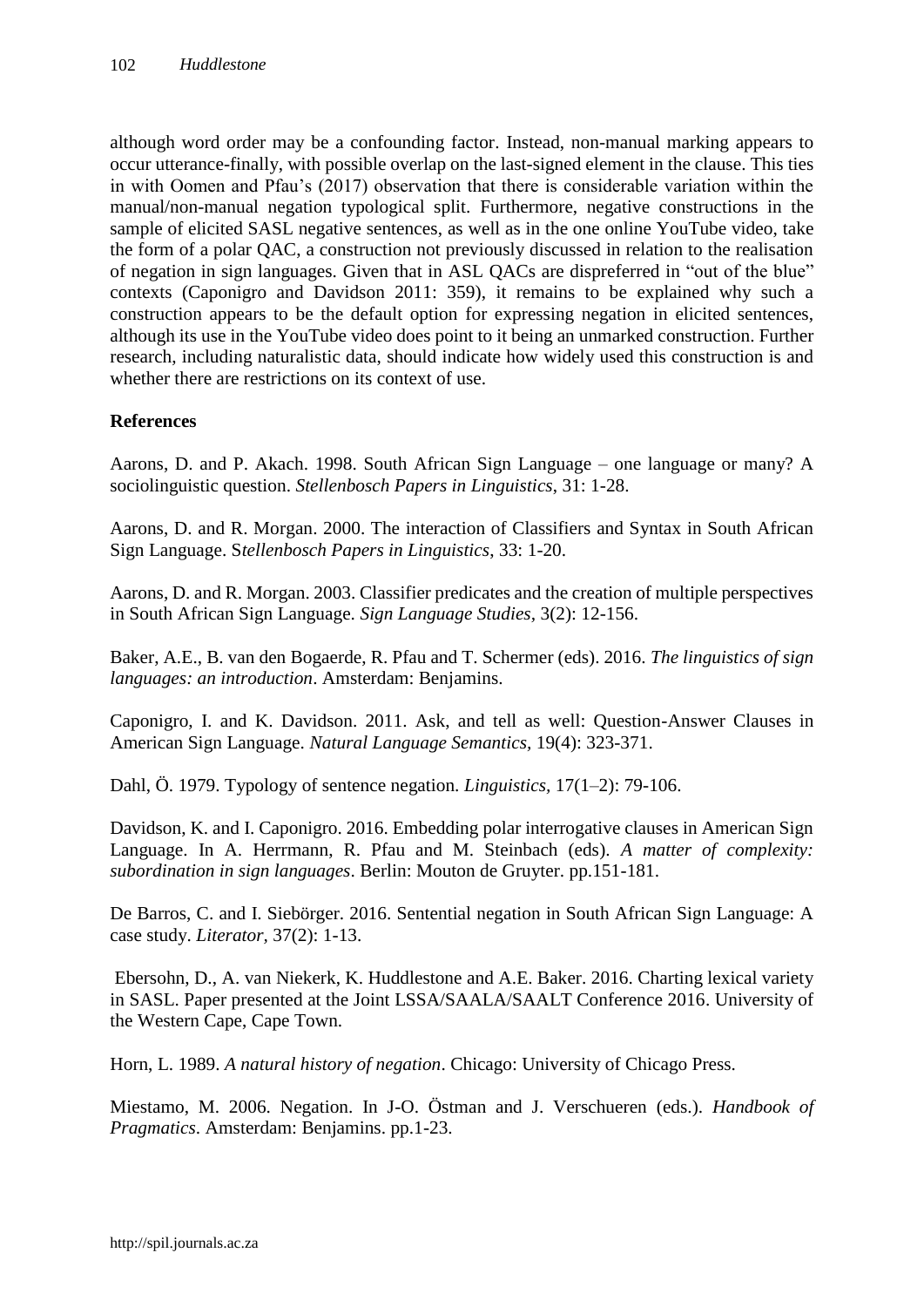although word order may be a confounding factor. Instead, non-manual marking appears to occur utterance-finally, with possible overlap on the last-signed element in the clause. This ties in with Oomen and Pfau's (2017) observation that there is considerable variation within the manual/non-manual negation typological split. Furthermore, negative constructions in the sample of elicited SASL negative sentences, as well as in the one online YouTube video, take the form of a polar QAC, a construction not previously discussed in relation to the realisation of negation in sign languages. Given that in ASL QACs are dispreferred in "out of the blue" contexts (Caponigro and Davidson 2011: 359), it remains to be explained why such a construction appears to be the default option for expressing negation in elicited sentences, although its use in the YouTube video does point to it being an unmarked construction. Further research, including naturalistic data, should indicate how widely used this construction is and whether there are restrictions on its context of use.

**References**

Aarons, D. and P. Akach. 1998. South African Sign Language – one language or many? A sociolinguistic question. *Stellenbosch Papers in Linguistics*, 31: 1-28.

Aarons, D. and R. Morgan. 2000. The interaction of Classifiers and Syntax in South African Sign Language. *Stellenbosch Papers in Linguistics*, 33: 1-20.

Aarons, D. and R. Morgan. 2003. Classifier predicates and the creation of multiple perspectives in South African Sign Language. *Sign Language Studies,* 3(2): 12-156.

Baker, A.E., B. van den Bogaerde, R. Pfau and T. Schermer (eds). 2016. *The linguistics of sign languages: an introduction*. Amsterdam: Benjamins.

Caponigro, I. and K. Davidson. 2011. Ask, and tell as well: Question-Answer Clauses in American Sign Language. *Natural Language Semantics*, 19(4): 323-371.

Dahl, Ö. 1979. Typology of sentence negation. *Linguistics*, 17(1–2): 79-106.

Davidson, K. and I. Caponigro. 2016. Embedding polar interrogative clauses in American Sign Language. In A. Herrmann, R. Pfau and M. Steinbach (eds). *A matter of complexity: subordination in sign languages*. Berlin: Mouton de Gruyter. pp.151-181.

De Barros, C. and I. Siebörger. 2016. Sentential negation in South African Sign Language: A case study. *Literator*, 37(2): 1-13.

Ebersohn, D., A. van Niekerk, K. Huddlestone and A.E. Baker. 2016. Charting lexical variety in SASL. Paper presented at the Joint LSSA/SAALA/SAALT Conference 2016. University of the Western Cape, Cape Town.

Horn, L. 1989. *A natural history of negation*. Chicago: University of Chicago Press.

Miestamo, M. 2006. Negation. In J-O. Östman and J. Verschueren (eds.). *Handbook of Pragmatics*. Amsterdam: Benjamins. pp.1-23.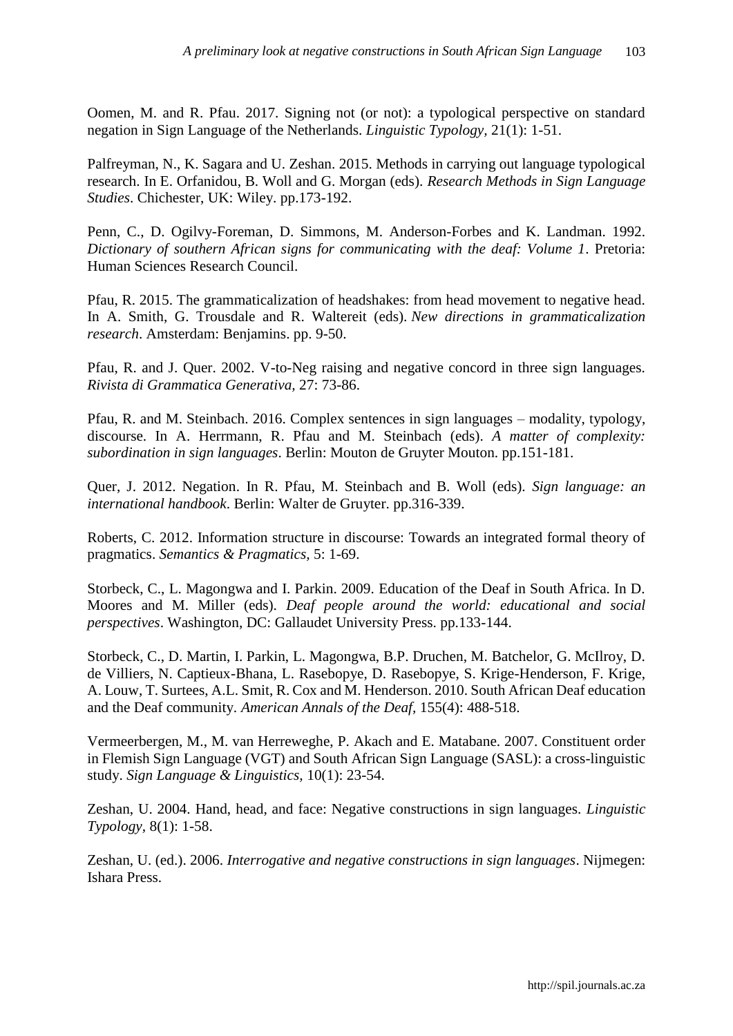Oomen, M. and R. Pfau. 2017. Signing not (or not): a typological perspective on standard negation in Sign Language of the Netherlands. *Linguistic Typology*, 21(1): 1-51.

Palfreyman, N., K. Sagara and U. Zeshan. 2015. Methods in carrying out language typological research. In E. Orfanidou, B. Woll and G. Morgan (eds). *Research Methods in Sign Language Studies*. Chichester, UK: Wiley. pp.173-192.

Penn, C., D. Ogilvy-Foreman, D. Simmons, M. Anderson-Forbes and K. Landman. 1992. *Dictionary of southern African signs for communicating with the deaf: Volume 1*. Pretoria: Human Sciences Research Council.

Pfau, R. 2015. The grammaticalization of headshakes: from head movement to negative head. In A. Smith, G. Trousdale and R. Waltereit (eds). *New directions in grammaticalization research*. Amsterdam: Benjamins. pp. 9-50.

Pfau, R. and J. Quer. 2002. V-to-Neg raising and negative concord in three sign languages. *Rivista di Grammatica Generativa*, 27: 73-86.

Pfau, R. and M. Steinbach. 2016. Complex sentences in sign languages – modality, typology, discourse. In A. Herrmann, R. Pfau and M. Steinbach (eds). *A matter of complexity: subordination in sign languages*. Berlin: Mouton de Gruyter Mouton. pp.151-181.

Quer, J. 2012. Negation. In R. Pfau, M. Steinbach and B. Woll (eds). *Sign language: an international handbook*. Berlin: Walter de Gruyter. pp.316-339.

Roberts, C. 2012. Information structure in discourse: Towards an integrated formal theory of pragmatics. *Semantics & Pragmatics*, 5: 1-69.

Storbeck, C., L. Magongwa and I. Parkin. 2009. Education of the Deaf in South Africa. In D. Moores and M. Miller (eds). *Deaf people around the world: educational and social perspectives*. Washington, DC: Gallaudet University Press. pp.133-144.

Storbeck, C., D. Martin, I. Parkin, L. Magongwa, B.P. Druchen, M. Batchelor, G. McIlroy, D. de Villiers, N. Captieux-Bhana, L. Rasebopye, D. Rasebopye, S. Krige-Henderson, F. Krige, A. Louw, T. Surtees, A.L. Smit, R. Cox and M. Henderson. 2010. South African Deaf education and the Deaf community. *American Annals of the Deaf*, 155(4): 488-518.

Vermeerbergen, M., M. van Herreweghe, P. Akach and E. Matabane. 2007. Constituent order in Flemish Sign Language (VGT) and South African Sign Language (SASL): a cross-linguistic study. *Sign Language & Linguistics*, 10(1): 23-54.

Zeshan, U. 2004. Hand, head, and face: Negative constructions in sign languages. *Linguistic Typology*, 8(1): 1-58.

Zeshan, U. (ed.). 2006. *Interrogative and negative constructions in sign languages*. Nijmegen: Ishara Press.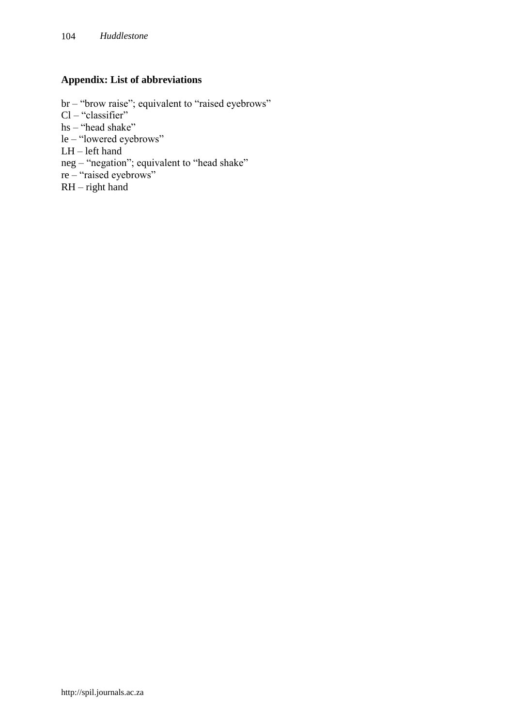## Appendix: List of abbreviations

br – "brow raise"; equivalent to "raised eyebrows"
Cl – "classifier"
hs – "head shake"
le – "lowered eyebrows"
LH – left hand
neg – "negation"; equivalent to "head shake"
re – "raised eyebrows"
RH – right hand